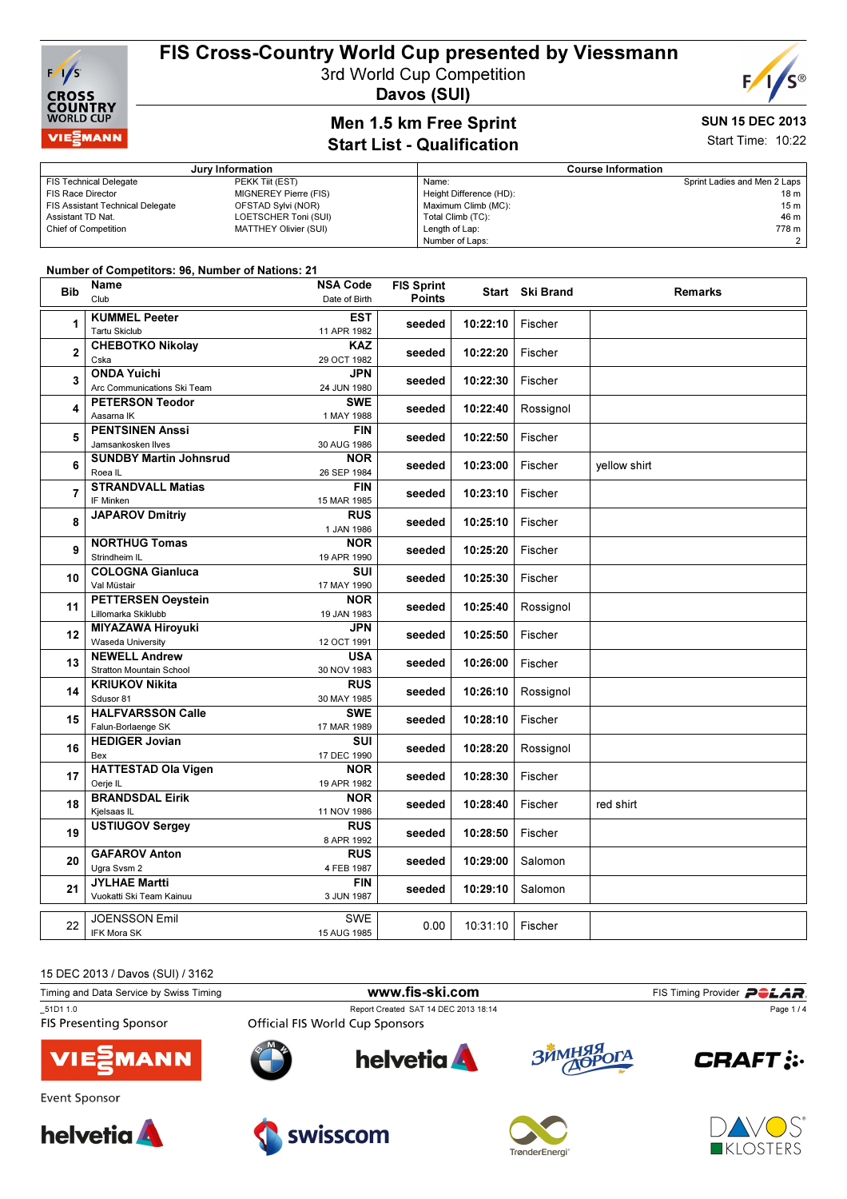# FIS Cross-Country World Cup presented by Viessmann

3rd World Cup Competition

Davos (SUI)

## Men 1.5 km Free Sprint

## Start List - Qualification

**SUN 15 DEC 2013**

Start Time: 10:22

| Jury Information | |
|---|---|
| FIS Technical Delegate | PEKK Tiit (EST) |
| FIS Race Director | MIGNEREY Pierre (FIS) |
| FIS Assistant Technical Delegate | OFSTAD Sylvi (NOR) |
| Assistant TD Nat. | LOETSCHER Toni (SUI) |
| Chief of Competition | MATTHEY Olivier (SUI) |

| Course Information | |
|---|---|
| Name: | Sprint Ladies and Men 2 Laps |
| Height Difference (HD): | 18 m |
| Maximum Climb (MC): | 15 m |
| Total Climb (TC): | 46 m |
| Length of Lap: | 778 m |
| Number of Laps: | 2 |

Number of Competitors: 96, Number of Nations: 21

| Bib | Name / Club | NSA Code / Date of Birth | FIS Sprint Points | Start | Ski Brand | Remarks |
|---|---|---|---|---|---|---|
| 1 | **KUMMEL Peeter** Tartu Skiclub | **EST** 11 APR 1982 | seeded | 10:22:10 | Fischer | |
| 2 | **CHEBOTKO Nikolay** Cska | **KAZ** 29 OCT 1982 | seeded | 10:22:20 | Fischer | |
| 3 | **ONDA Yuichi** Arc Communications Ski Team | **JPN** 24 JUN 1980 | seeded | 10:22:30 | Fischer | |
| 4 | **PETERSON Teodor** Aasarna IK | **SWE** 1 MAY 1988 | seeded | 10:22:40 | Rossignol | |
| 5 | **PENTSINEN Anssi** Jamsankosken Ilves | **FIN** 30 AUG 1986 | seeded | 10:22:50 | Fischer | |
| 6 | **SUNDBY Martin Johnsrud** Roea IL | **NOR** 26 SEP 1984 | seeded | 10:23:00 | Fischer | yellow shirt |
| 7 | **STRANDVALL Matias** IF Minken | **FIN** 15 MAR 1985 | seeded | 10:23:10 | Fischer | |
| 8 | **JAPAROV Dmitriy** | **RUS** 1 JAN 1986 | seeded | 10:25:10 | Fischer | |
| 9 | **NORTHUG Tomas** Strindheim IL | **NOR** 19 APR 1990 | seeded | 10:25:20 | Fischer | |
| 10 | **COLOGNA Gianluca** Val Müstair | **SUI** 17 MAY 1990 | seeded | 10:25:30 | Fischer | |
| 11 | **PETTERSEN Oeystein** Lillomarka Skiklubb | **NOR** 19 JAN 1983 | seeded | 10:25:40 | Rossignol | |
| 12 | **MIYAZAWA Hiroyuki** Waseda University | **JPN** 12 OCT 1991 | seeded | 10:25:50 | Fischer | |
| 13 | **NEWELL Andrew** Stratton Mountain School | **USA** 30 NOV 1983 | seeded | 10:26:00 | Fischer | |
| 14 | **KRIUKOV Nikita** Sdusor 81 | **RUS** 30 MAY 1985 | seeded | 10:26:10 | Rossignol | |
| 15 | **HALFVARSSON Calle** Falun-Borlaenge SK | **SWE** 17 MAR 1989 | seeded | 10:28:10 | Fischer | |
| 16 | **HEDIGER Jovian** Bex | **SUI** 17 DEC 1990 | seeded | 10:28:20 | Rossignol | |
| 17 | **HATTESTAD Ola Vigen** Oerje IL | **NOR** 19 APR 1982 | seeded | 10:28:30 | Fischer | |
| 18 | **BRANDSDAL Eirik** Kjelsaas IL | **NOR** 11 NOV 1986 | seeded | 10:28:40 | Fischer | red shirt |
| 19 | **USTIUGOV Sergey** | **RUS** 8 APR 1992 | seeded | 10:28:50 | Fischer | |
| 20 | **GAFAROV Anton** Ugra Svsm 2 | **RUS** 4 FEB 1987 | seeded | 10:29:00 | Salomon | |
| 21 | **JYLHAE Martti** Vuokatti Ski Team Kainuu | **FIN** 3 JUN 1987 | seeded | 10:29:10 | Salomon | |
| 22 | JOENSSON Emil IFK Mora SK | SWE 15 AUG 1985 | 0.00 | 10:31:10 | Fischer | |

15 DEC 2013 / Davos (SUI) / 3162

Timing and Data Service by Swiss Timing — www.fis-ski.com — FIS Timing Provider POLAR

_51D1 1.0 — Report Created SAT 14 DEC 2013 18:14

FIS Presenting Sponsor: VIESSMANN

Official FIS World Cup Sponsors: BMW, helvetia, Зимняя дорога, CRAFT

Event Sponsor: helvetia, swisscom, TrønderEnergi, DAVOS KLOSTERS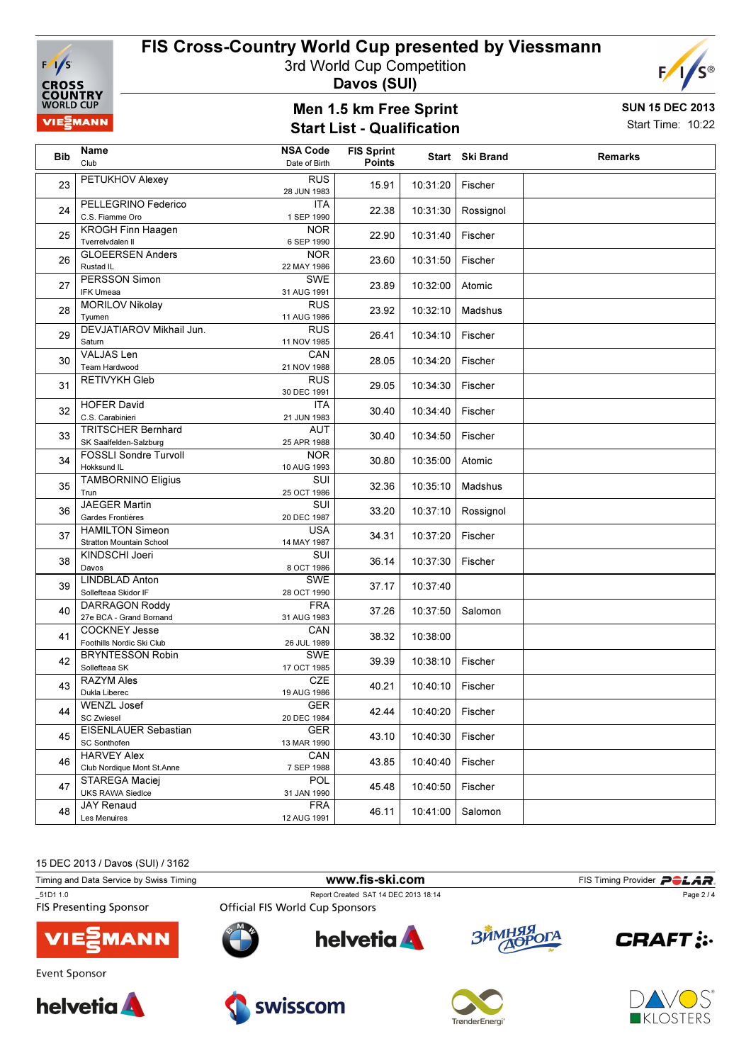# FIS Cross-Country World Cup presented by Viessmann

3rd World Cup Competition

**Davos (SUI)**

## Men 1.5 km Free Sprint

## Start List - Qualification

**SUN 15 DEC 2013**

Start Time: 10:22

| Bib | Name / Club | NSA Code / Date of Birth | FIS Sprint Points | Start | Ski Brand | Remarks |
|---|---|---|---|---|---|---|
| 23 | PETUKHOV Alexey | RUS / 28 JUN 1983 | 15.91 | 10:31:20 | Fischer | |
| 24 | PELLEGRINO Federico / C.S. Fiamme Oro | ITA / 1 SEP 1990 | 22.38 | 10:31:30 | Rossignol | |
| 25 | KROGH Finn Haagen / Tverrelvdalen Il | NOR / 6 SEP 1990 | 22.90 | 10:31:40 | Fischer | |
| 26 | GLOEERSEN Anders / Rustad IL | NOR / 22 MAY 1986 | 23.60 | 10:31:50 | Fischer | |
| 27 | PERSSON Simon / IFK Umeaa | SWE / 31 AUG 1991 | 23.89 | 10:32:00 | Atomic | |
| 28 | MORILOV Nikolay / Tyumen | RUS / 11 AUG 1986 | 23.92 | 10:32:10 | Madshus | |
| 29 | DEVJATIAROV Mikhail Jun. / Saturn | RUS / 11 NOV 1985 | 26.41 | 10:34:10 | Fischer | |
| 30 | VALJAS Len / Team Hardwood | CAN / 21 NOV 1988 | 28.05 | 10:34:20 | Fischer | |
| 31 | RETIVYKH Gleb | RUS / 30 DEC 1991 | 29.05 | 10:34:30 | Fischer | |
| 32 | HOFER David / C.S. Carabinieri | ITA / 21 JUN 1983 | 30.40 | 10:34:40 | Fischer | |
| 33 | TRITSCHER Bernhard / SK Saalfelden-Salzburg | AUT / 25 APR 1988 | 30.40 | 10:34:50 | Fischer | |
| 34 | FOSSLI Sondre Turvoll / Hokksund IL | NOR / 10 AUG 1993 | 30.80 | 10:35:00 | Atomic | |
| 35 | TAMBORNINO Eligius / Trun | SUI / 25 OCT 1986 | 32.36 | 10:35:10 | Madshus | |
| 36 | JAEGER Martin / Gardes Frontières | SUI / 20 DEC 1987 | 33.20 | 10:37:10 | Rossignol | |
| 37 | HAMILTON Simeon / Stratton Mountain School | USA / 14 MAY 1987 | 34.31 | 10:37:20 | Fischer | |
| 38 | KINDSCHI Joeri / Davos | SUI / 8 OCT 1986 | 36.14 | 10:37:30 | Fischer | |
| 39 | LINDBLAD Anton / Sollefteaa Skidor IF | SWE / 28 OCT 1990 | 37.17 | 10:37:40 | | |
| 40 | DARRAGON Roddy / 27e BCA - Grand Bornand | FRA / 31 AUG 1983 | 37.26 | 10:37:50 | Salomon | |
| 41 | COCKNEY Jesse / Foothills Nordic Ski Club | CAN / 26 JUL 1989 | 38.32 | 10:38:00 | | |
| 42 | BRYNTESSON Robin / Sollefteaa SK | SWE / 17 OCT 1985 | 39.39 | 10:38:10 | Fischer | |
| 43 | RAZYM Ales / Dukla Liberec | CZE / 19 AUG 1986 | 40.21 | 10:40:10 | Fischer | |
| 44 | WENZL Josef / SC Zwiesel | GER / 20 DEC 1984 | 42.44 | 10:40:20 | Fischer | |
| 45 | EISENLAUER Sebastian / SC Sonthofen | GER / 13 MAR 1990 | 43.10 | 10:40:30 | Fischer | |
| 46 | HARVEY Alex / Club Nordique Mont St.Anne | CAN / 7 SEP 1988 | 43.85 | 10:40:40 | Fischer | |
| 47 | STAREGA Maciej / UKS RAWA Siedlce | POL / 31 JAN 1990 | 45.48 | 10:40:50 | Fischer | |
| 48 | JAY Renaud / Les Menuires | FRA / 12 AUG 1991 | 46.11 | 10:41:00 | Salomon | |

15 DEC 2013 / Davos (SUI) / 3162

Timing and Data Service by Swiss Timing | www.fis-ski.com | FIS Timing Provider POLAR

_51D1 1.0 | Report Created SAT 14 DEC 2013 18:14

FIS Presenting Sponsor: VIESSMANN

Official FIS World Cup Sponsors: BMW, helvetia, Зимняя Дорога, CRAFT

Event Sponsor: helvetia, swisscom, TrønderEnergi, DAVOS KLOSTERS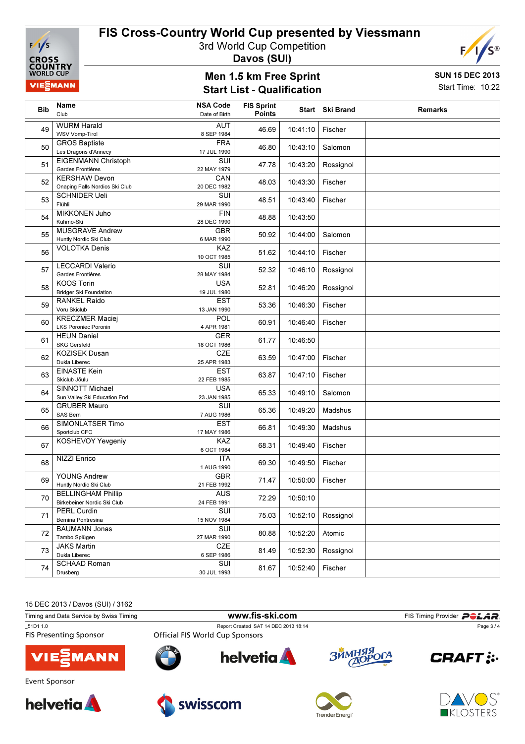# FIS Cross-Country World Cup presented by Viessmann

3rd World Cup Competition

Davos (SUI)

## Men 1.5 km Free Sprint

## Start List - Qualification

**SUN 15 DEC 2013**

Start Time: 10:22

| Bib | Name / Club | NSA Code / Date of Birth | FIS Sprint Points | Start | Ski Brand | Remarks |
|---|---|---|---|---|---|---|
| 49 | WURM Harald / WSV Vomp-Tirol | AUT / 8 SEP 1984 | 46.69 | 10:41:10 | Fischer | |
| 50 | GROS Baptiste / Les Dragons d'Annecy | FRA / 17 JUL 1990 | 46.80 | 10:43:10 | Salomon | |
| 51 | EIGENMANN Christoph / Gardes Frontières | SUI / 22 MAY 1979 | 47.78 | 10:43:20 | Rossignol | |
| 52 | KERSHAW Devon / Onaping Falls Nordics Ski Club | CAN / 20 DEC 1982 | 48.03 | 10:43:30 | Fischer | |
| 53 | SCHNIDER Ueli / Flühli | SUI / 29 MAR 1990 | 48.51 | 10:43:40 | Fischer | |
| 54 | MIKKONEN Juho / Kuhmo-Ski | FIN / 28 DEC 1990 | 48.88 | 10:43:50 | | |
| 55 | MUSGRAVE Andrew / Huntly Nordic Ski Club | GBR / 6 MAR 1990 | 50.92 | 10:44:00 | Salomon | |
| 56 | VOLOTKA Denis | KAZ / 10 OCT 1985 | 51.62 | 10:44:10 | Fischer | |
| 57 | LECCARDI Valerio / Gardes Frontières | SUI / 28 MAY 1984 | 52.32 | 10:46:10 | Rossignol | |
| 58 | KOOS Torin / Bridger Ski Foundation | USA / 19 JUL 1980 | 52.81 | 10:46:20 | Rossignol | |
| 59 | RANKEL Raido / Voru Skiclub | EST / 13 JAN 1990 | 53.36 | 10:46:30 | Fischer | |
| 60 | KRECZMER Maciej / LKS Poroniec Poronin | POL / 4 APR 1981 | 60.91 | 10:46:40 | Fischer | |
| 61 | HEUN Daniel / SKG Gersfeld | GER / 18 OCT 1986 | 61.77 | 10:46:50 | | |
| 62 | KOZISEK Dusan / Dukla Liberec | CZE / 25 APR 1983 | 63.59 | 10:47:00 | Fischer | |
| 63 | EINASTE Kein / Skiclub Jõulu | EST / 22 FEB 1985 | 63.87 | 10:47:10 | Fischer | |
| 64 | SINNOTT Michael / Sun Valley Ski Education Fnd | USA / 23 JAN 1985 | 65.33 | 10:49:10 | Salomon | |
| 65 | GRUBER Mauro / SAS Bern | SUI / 7 AUG 1986 | 65.36 | 10:49:20 | Madshus | |
| 66 | SIMONLATSER Timo / Sportclub CFC | EST / 17 MAY 1986 | 66.81 | 10:49:30 | Madshus | |
| 67 | KOSHEVOY Yevgeniy | KAZ / 6 OCT 1984 | 68.31 | 10:49:40 | Fischer | |
| 68 | NIZZI Enrico | ITA / 1 AUG 1990 | 69.30 | 10:49:50 | Fischer | |
| 69 | YOUNG Andrew / Huntly Nordic Ski Club | GBR / 21 FEB 1992 | 71.47 | 10:50:00 | Fischer | |
| 70 | BELLINGHAM Phillip / Birkebeiner Nordic Ski Club | AUS / 24 FEB 1991 | 72.29 | 10:50:10 | | |
| 71 | PERL Curdin / Bernina Pontresina | SUI / 15 NOV 1984 | 75.03 | 10:52:10 | Rossignol | |
| 72 | BAUMANN Jonas / Tambo Splügen | SUI / 27 MAR 1990 | 80.88 | 10:52:20 | Atomic | |
| 73 | JAKS Martin / Dukla Liberec | CZE / 6 SEP 1986 | 81.49 | 10:52:30 | Rossignol | |
| 74 | SCHAAD Roman / Drusberg | SUI / 30 JUL 1993 | 81.67 | 10:52:40 | Fischer | |

15 DEC 2013 / Davos (SUI) / 3162

Timing and Data Service by Swiss Timing — www.fis-ski.com — FIS Timing Provider POLAR

_51D1 1.0 — Report Created SAT 14 DEC 2013 18:14

FIS Presenting Sponsor — Official FIS World Cup Sponsors

Event Sponsor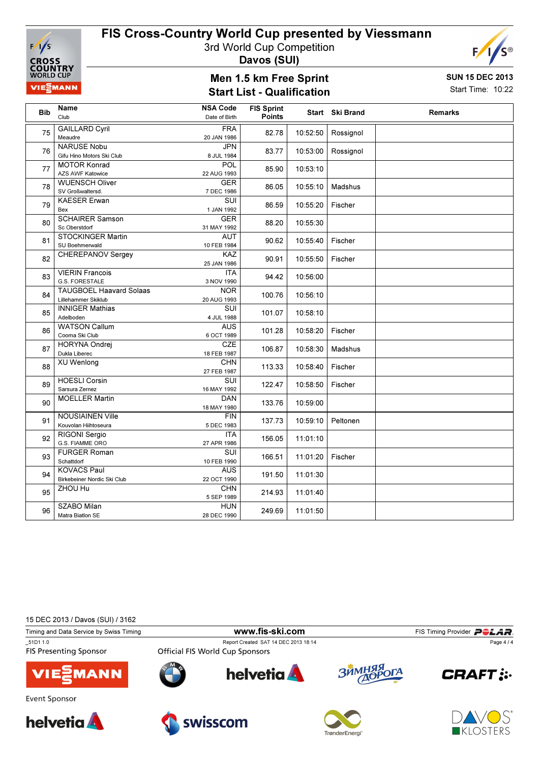# FIS Cross-Country World Cup presented by Viessmann

3rd World Cup Competition

Davos (SUI)

## Men 1.5 km Free Sprint

## Start List - Qualification

SUN 15 DEC 2013

Start Time: 10:22

| Bib | Name / Club | NSA Code / Date of Birth | FIS Sprint Points | Start | Ski Brand | Remarks |
|---|---|---|---|---|---|---|
| 75 | GAILLARD Cyril / Meaudre | FRA / 20 JAN 1986 | 82.78 | 10:52:50 | Rossignol | |
| 76 | NARUSE Nobu / Gifu Hino Motors Ski Club | JPN / 8 JUL 1984 | 83.77 | 10:53:00 | Rossignol | |
| 77 | MOTOR Konrad / AZS AWF Katowice | POL / 22 AUG 1993 | 85.90 | 10:53:10 | | |
| 78 | WUENSCH Oliver / SV Großwaltersd. | GER / 7 DEC 1986 | 86.05 | 10:55:10 | Madshus | |
| 79 | KAESER Erwan / Bex | SUI / 1 JAN 1992 | 86.59 | 10:55:20 | Fischer | |
| 80 | SCHAIRER Samson / Sc Oberstdorf | GER / 31 MAY 1992 | 88.20 | 10:55:30 | | |
| 81 | STOCKINGER Martin / SU Boehmerwald | AUT / 10 FEB 1984 | 90.62 | 10:55:40 | Fischer | |
| 82 | CHEREPANOV Sergey | KAZ / 25 JAN 1986 | 90.91 | 10:55:50 | Fischer | |
| 83 | VIERIN Francois / G.S. FORESTALE | ITA / 3 NOV 1990 | 94.42 | 10:56:00 | | |
| 84 | TAUGBOEL Haavard Solaas / Lillehammer Skiklub | NOR / 20 AUG 1993 | 100.76 | 10:56:10 | | |
| 85 | INNIGER Mathias / Adelboden | SUI / 4 JUL 1988 | 101.07 | 10:58:10 | | |
| 86 | WATSON Callum / Cooma Ski Club | AUS / 6 OCT 1989 | 101.28 | 10:58:20 | Fischer | |
| 87 | HORYNA Ondrej / Dukla Liberec | CZE / 18 FEB 1987 | 106.87 | 10:58:30 | Madshus | |
| 88 | XU Wenlong | CHN / 27 FEB 1987 | 113.33 | 10:58:40 | Fischer | |
| 89 | HOESLI Corsin / Sarsura Zernez | SUI / 16 MAY 1992 | 122.47 | 10:58:50 | Fischer | |
| 90 | MOELLER Martin | DAN / 18 MAY 1980 | 133.76 | 10:59:00 | | |
| 91 | NOUSIAINEN Ville / Kouvolan Hiihtoseura | FIN / 5 DEC 1983 | 137.73 | 10:59:10 | Peltonen | |
| 92 | RIGONI Sergio / G.S. FIAMME ORO | ITA / 27 APR 1986 | 156.05 | 11:01:10 | | |
| 93 | FURGER Roman / Schattdorf | SUI / 10 FEB 1990 | 166.51 | 11:01:20 | Fischer | |
| 94 | KOVACS Paul / Birkebeiner Nordic Ski Club | AUS / 22 OCT 1990 | 191.50 | 11:01:30 | | |
| 95 | ZHOU Hu | CHN / 5 SEP 1989 | 214.93 | 11:01:40 | | |
| 96 | SZABO Milan / Matra Biatlon SE | HUN / 28 DEC 1990 | 249.69 | 11:01:50 | | |

15 DEC 2013 / Davos (SUI) / 3162

Timing and Data Service by Swiss Timing | www.fis-ski.com | FIS Timing Provider POLAR

_51D1 1.0 | Report Created SAT 14 DEC 2013 18:14

FIS Presenting Sponsor | Official FIS World Cup Sponsors

Event Sponsor